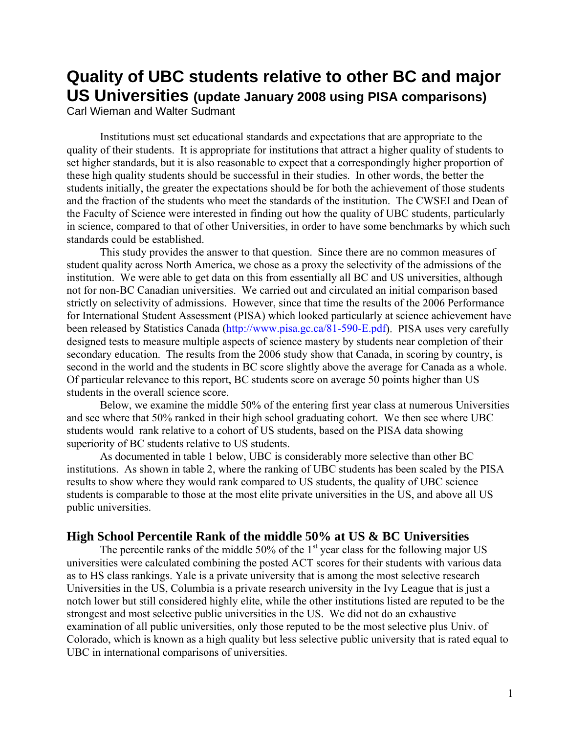# Quality of UBC students relative to other BC and major US Universities (update January 2008 using PISA comparisons)

Carl Wieman and Walter Sudmant

Institutions must set educational standards and expectations that are appropriate to the quality of their students. It is appropriate for institutions that attract a higher quality of students to set higher standards, but it is also reasonable to expect that a correspondingly higher proportion of these high quality students should be successful in their studies. In other words, the better the students initially, the greater the expectations should be for both the achievement of those students and the fraction of the students who meet the standards of the institution. The CWSEI and Dean of the Faculty of Science were interested in finding out how the quality of UBC students, particularly in science, compared to that of other Universities, in order to have some benchmarks by which such standards could be established.

This study provides the answer to that question. Since there are no common measures of student quality across North America, we chose as a proxy the selectivity of the admissions of the institution. We were able to get data on this from essentially all BC and US universities, although not for non-BC Canadian universities. We carried out and circulated an initial comparison based strictly on selectivity of admissions. However, since that time the results of the 2006 Performance for International Student Assessment (PISA) which looked particularly at science achievement have been released by Statistics Canada (http://www.pisa.gc.ca/81-590-E.pdf). PISA uses very carefully designed tests to measure multiple aspects of science mastery by students near completion of their secondary education. The results from the 2006 study show that Canada, in scoring by country, is second in the world and the students in BC score slightly above the average for Canada as a whole. Of particular relevance to this report, BC students score on average 50 points higher than US students in the overall science score.

Below, we examine the middle 50% of the entering first year class at numerous Universities and see where that 50% ranked in their high school graduating cohort. We then see where UBC students would rank relative to a cohort of US students, based on the PISA data showing superiority of BC students relative to US students.

As documented in table 1 below, UBC is considerably more selective than other BC institutions. As shown in table 2, where the ranking of UBC students has been scaled by the PISA results to show where they would rank compared to US students, the quality of UBC science students is comparable to those at the most elite private universities in the US, and above all US public universities.

## High School Percentile Rank of the middle 50% at US & BC Universities

The percentile ranks of the middle 50% of the 1st year class for the following major US universities were calculated combining the posted ACT scores for their students with various data as to HS class rankings. Yale is a private university that is among the most selective research Universities in the US, Columbia is a private research university in the Ivy League that is just a notch lower but still considered highly elite, while the other institutions listed are reputed to be the strongest and most selective public universities in the US. We did not do an exhaustive examination of all public universities, only those reputed to be the most selective plus Univ. of Colorado, which is known as a high quality but less selective public university that is rated equal to UBC in international comparisons of universities.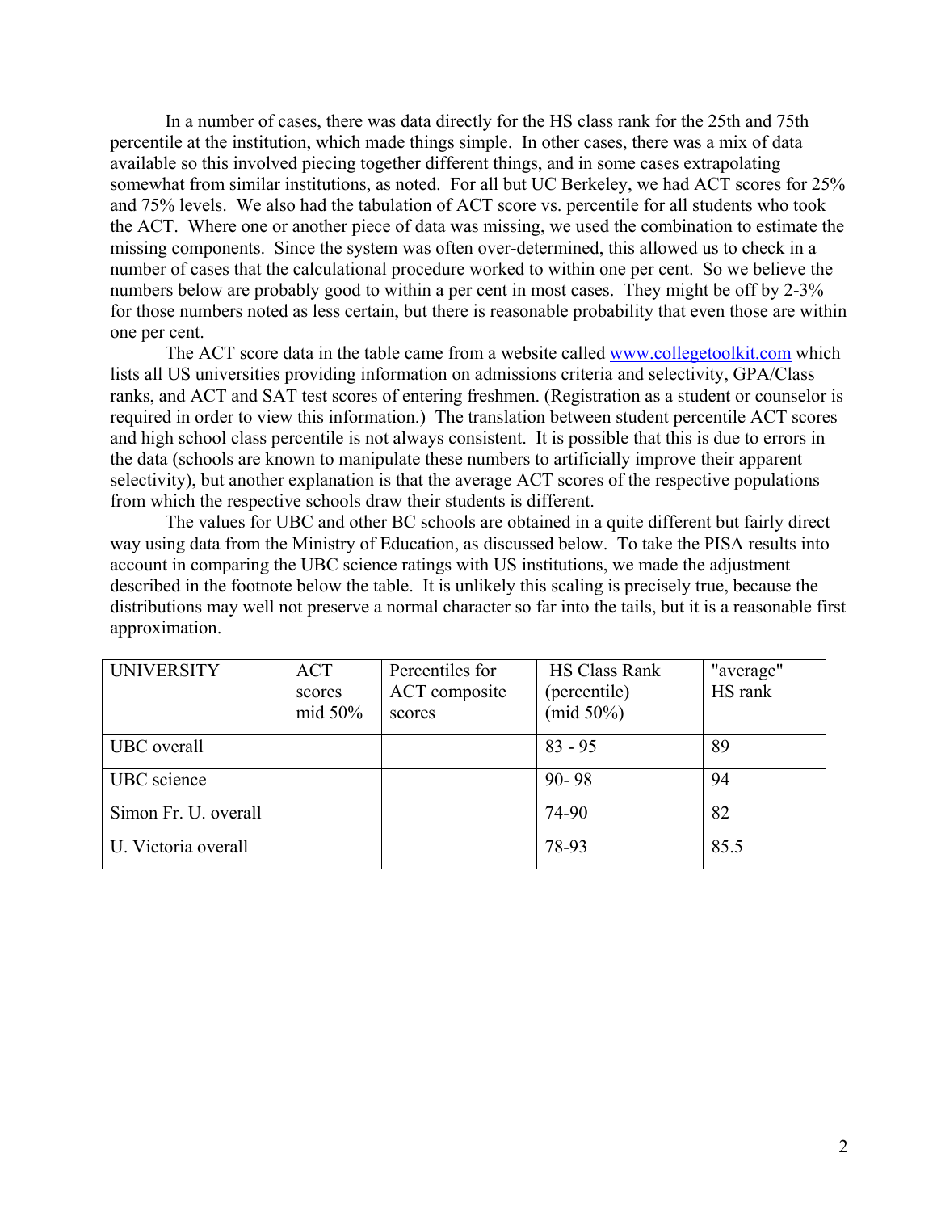In a number of cases, there was data directly for the HS class rank for the 25th and 75th percentile at the institution, which made things simple. In other cases, there was a mix of data available so this involved piecing together different things, and in some cases extrapolating somewhat from similar institutions, as noted. For all but UC Berkeley, we had ACT scores for 25% and 75% levels. We also had the tabulation of ACT score vs. percentile for all students who took the ACT. Where one or another piece of data was missing, we used the combination to estimate the missing components. Since the system was often over-determined, this allowed us to check in a number of cases that the calculational procedure worked to within one per cent. So we believe the numbers below are probably good to within a per cent in most cases. They might be off by 2-3% for those numbers noted as less certain, but there is reasonable probability that even those are within one per cent.

The ACT score data in the table came from a website called www.collegetoolkit.com which lists all US universities providing information on admissions criteria and selectivity, GPA/Class ranks, and ACT and SAT test scores of entering freshmen. (Registration as a student or counselor is required in order to view this information.) The translation between student percentile ACT scores and high school class percentile is not always consistent. It is possible that this is due to errors in the data (schools are known to manipulate these numbers to artificially improve their apparent selectivity), but another explanation is that the average ACT scores of the respective populations from which the respective schools draw their students is different.

The values for UBC and other BC schools are obtained in a quite different but fairly direct way using data from the Ministry of Education, as discussed below. To take the PISA results into account in comparing the UBC science ratings with US institutions, we made the adjustment described in the footnote below the table. It is unlikely this scaling is precisely true, because the distributions may well not preserve a normal character so far into the tails, but it is a reasonable first approximation.

| UNIVERSITY | ACT scores mid 50% | Percentiles for ACT composite scores | HS Class Rank (percentile) (mid 50%) | "average" HS rank |
|---|---|---|---|---|
| UBC overall | | | 83 - 95 | 89 |
| UBC science | | | 90- 98 | 94 |
| Simon Fr. U. overall | | | 74-90 | 82 |
| U. Victoria overall | | | 78-93 | 85.5 |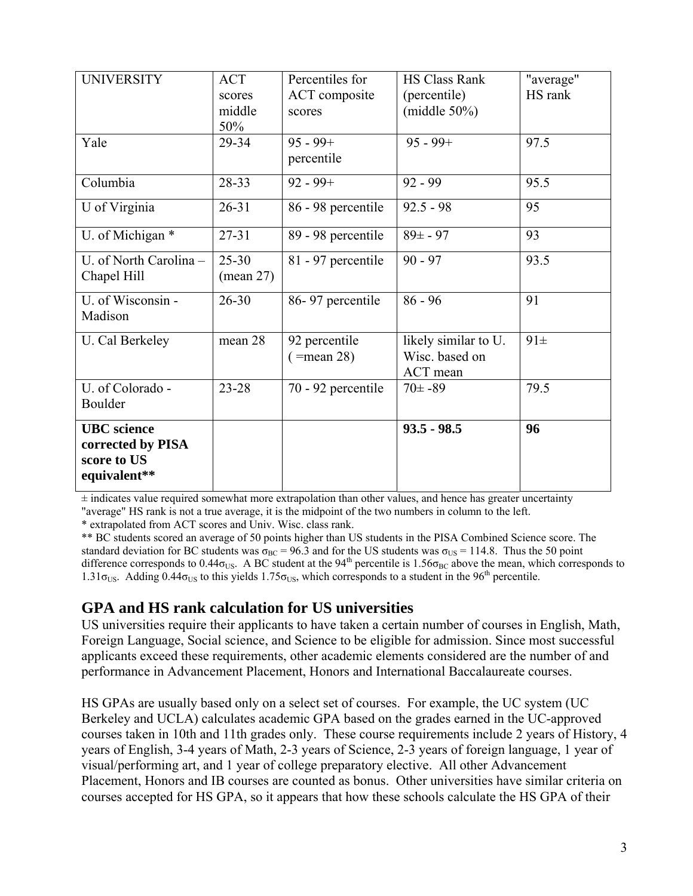| UNIVERSITY | ACT scores middle 50% | Percentiles for ACT composite scores | HS Class Rank (percentile) (middle 50%) | "average" HS rank |
|---|---|---|---|---|
| Yale | 29-34 | 95 - 99+ percentile | 95 - 99+ | 97.5 |
| Columbia | 28-33 | 92 - 99+ | 92 - 99 | 95.5 |
| U of Virginia | 26-31 | 86 - 98 percentile | 92.5 - 98 | 95 |
| U. of Michigan * | 27-31 | 89 - 98 percentile | 89± - 97 | 93 |
| U. of North Carolina – Chapel Hill | 25-30 (mean 27) | 81 - 97 percentile | 90 - 97 | 93.5 |
| U. of Wisconsin - Madison | 26-30 | 86- 97 percentile | 86 - 96 | 91 |
| U. Cal Berkeley | mean 28 | 92 percentile ( =mean 28) | likely similar to U. Wisc. based on ACT mean | 91± |
| U. of Colorado - Boulder | 23-28 | 70 - 92 percentile | 70± -89 | 79.5 |
| **UBC science corrected by PISA score to US equivalent**** | | | **93.5 - 98.5** | **96** |

± indicates value required somewhat more extrapolation than other values, and hence has greater uncertainty
"average" HS rank is not a true average, it is the midpoint of the two numbers in column to the left.
* extrapolated from ACT scores and Univ. Wisc. class rank.
** BC students scored an average of 50 points higher than US students in the PISA Combined Science score. The standard deviation for BC students was $\sigma_{BC} = 96.3$ and for the US students was $\sigma_{US} = 114.8$. Thus the 50 point difference corresponds to $0.44\sigma_{US}$. A BC student at the 94th percentile is $1.56\sigma_{BC}$ above the mean, which corresponds to $1.31\sigma_{US}$. Adding $0.44\sigma_{US}$ to this yields $1.75\sigma_{US}$, which corresponds to a student in the 96th percentile.

## GPA and HS rank calculation for US universities

US universities require their applicants to have taken a certain number of courses in English, Math, Foreign Language, Social science, and Science to be eligible for admission. Since most successful applicants exceed these requirements, other academic elements considered are the number of and performance in Advancement Placement, Honors and International Baccalaureate courses.

HS GPAs are usually based only on a select set of courses. For example, the UC system (UC Berkeley and UCLA) calculates academic GPA based on the grades earned in the UC-approved courses taken in 10th and 11th grades only. These course requirements include 2 years of History, 4 years of English, 3-4 years of Math, 2-3 years of Science, 2-3 years of foreign language, 1 year of visual/performing art, and 1 year of college preparatory elective. All other Advancement Placement, Honors and IB courses are counted as bonus. Other universities have similar criteria on courses accepted for HS GPA, so it appears that how these schools calculate the HS GPA of their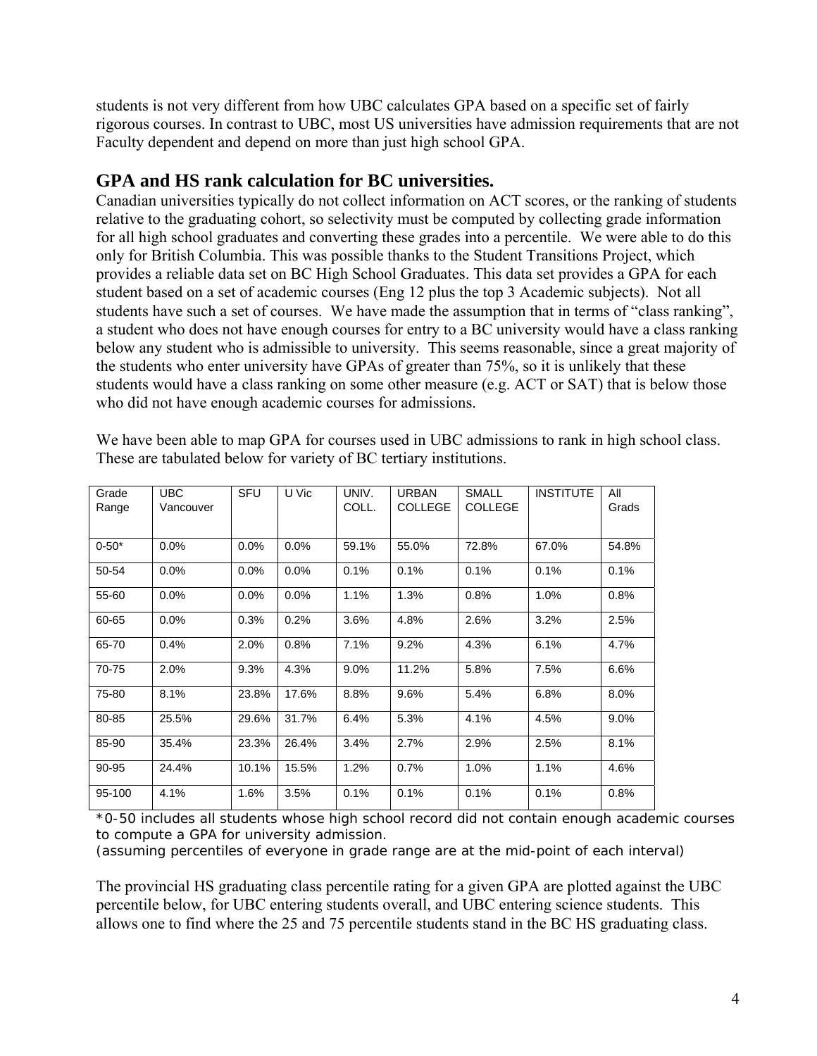students is not very different from how UBC calculates GPA based on a specific set of fairly rigorous courses. In contrast to UBC, most US universities have admission requirements that are not Faculty dependent and depend on more than just high school GPA.

## GPA and HS rank calculation for BC universities.

Canadian universities typically do not collect information on ACT scores, or the ranking of students relative to the graduating cohort, so selectivity must be computed by collecting grade information for all high school graduates and converting these grades into a percentile. We were able to do this only for British Columbia. This was possible thanks to the Student Transitions Project, which provides a reliable data set on BC High School Graduates. This data set provides a GPA for each student based on a set of academic courses (Eng 12 plus the top 3 Academic subjects). Not all students have such a set of courses. We have made the assumption that in terms of "class ranking", a student who does not have enough courses for entry to a BC university would have a class ranking below any student who is admissible to university. This seems reasonable, since a great majority of the students who enter university have GPAs of greater than 75%, so it is unlikely that these students would have a class ranking on some other measure (e.g. ACT or SAT) that is below those who did not have enough academic courses for admissions.

We have been able to map GPA for courses used in UBC admissions to rank in high school class. These are tabulated below for variety of BC tertiary institutions.

| Grade Range | UBC Vancouver | SFU | U Vic | UNIV. COLL. | URBAN COLLEGE | SMALL COLLEGE | INSTITUTE | All Grads |
|---|---|---|---|---|---|---|---|---|
| 0-50* | 0.0% | 0.0% | 0.0% | 59.1% | 55.0% | 72.8% | 67.0% | 54.8% |
| 50-54 | 0.0% | 0.0% | 0.0% | 0.1% | 0.1% | 0.1% | 0.1% | 0.1% |
| 55-60 | 0.0% | 0.0% | 0.0% | 1.1% | 1.3% | 0.8% | 1.0% | 0.8% |
| 60-65 | 0.0% | 0.3% | 0.2% | 3.6% | 4.8% | 2.6% | 3.2% | 2.5% |
| 65-70 | 0.4% | 2.0% | 0.8% | 7.1% | 9.2% | 4.3% | 6.1% | 4.7% |
| 70-75 | 2.0% | 9.3% | 4.3% | 9.0% | 11.2% | 5.8% | 7.5% | 6.6% |
| 75-80 | 8.1% | 23.8% | 17.6% | 8.8% | 9.6% | 5.4% | 6.8% | 8.0% |
| 80-85 | 25.5% | 29.6% | 31.7% | 6.4% | 5.3% | 4.1% | 4.5% | 9.0% |
| 85-90 | 35.4% | 23.3% | 26.4% | 3.4% | 2.7% | 2.9% | 2.5% | 8.1% |
| 90-95 | 24.4% | 10.1% | 15.5% | 1.2% | 0.7% | 1.0% | 1.1% | 4.6% |
| 95-100 | 4.1% | 1.6% | 3.5% | 0.1% | 0.1% | 0.1% | 0.1% | 0.8% |

*0-50 includes all students whose high school record did not contain enough academic courses to compute a GPA for university admission.
(assuming percentiles of everyone in grade range are at the mid-point of each interval)

The provincial HS graduating class percentile rating for a given GPA are plotted against the UBC percentile below, for UBC entering students overall, and UBC entering science students. This allows one to find where the 25 and 75 percentile students stand in the BC HS graduating class.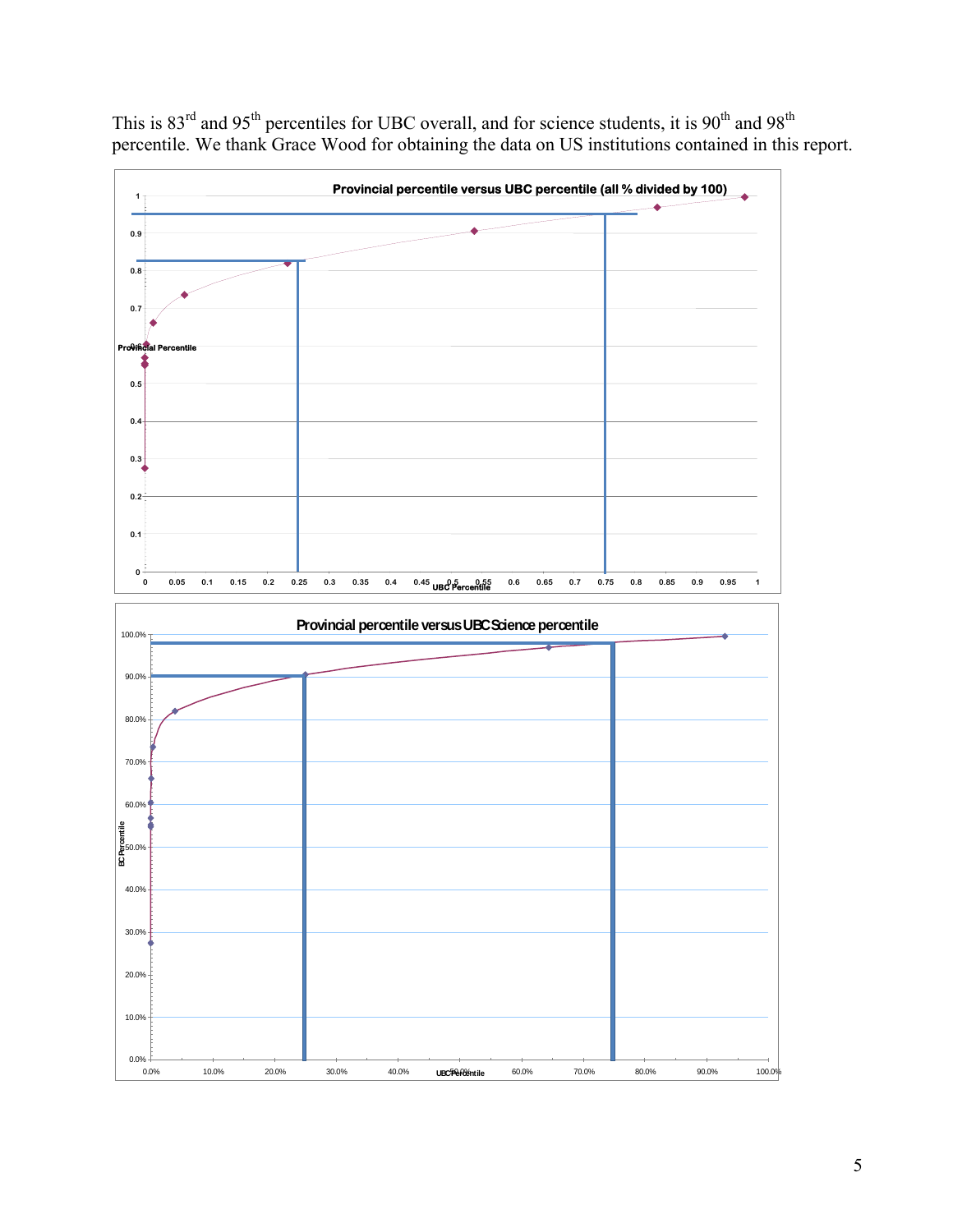This is 83rd and 95th percentiles for UBC overall, and for science students, it is 90th and 98th percentile. We thank Grace Wood for obtaining the data on US institutions contained in this report.

Provincial percentile versus UBC percentile (all % divided by 100)

Provincial Percentile

1
0.9
0.8
0.7
0.6
0.5
0.4
0.3
0.2
0.1
0

0 0.05 0.1 0.15 0.2 0.25 0.3 0.35 0.4 0.45 0.5 0.55 0.6 0.65 0.7 0.75 0.8 0.85 0.9 0.95 1

UBC Percentile

Provincial percentile versus UBC Science percentile

BC Percentile

100.0%
90.0%
80.0%
70.0%
60.0%
50.0%
40.0%
30.0%
20.0%
10.0%
0.0%

0.0% 10.0% 20.0% 30.0% 40.0% 50.0% 60.0% 70.0% 80.0% 90.0% 100.0%

UBC Percentile